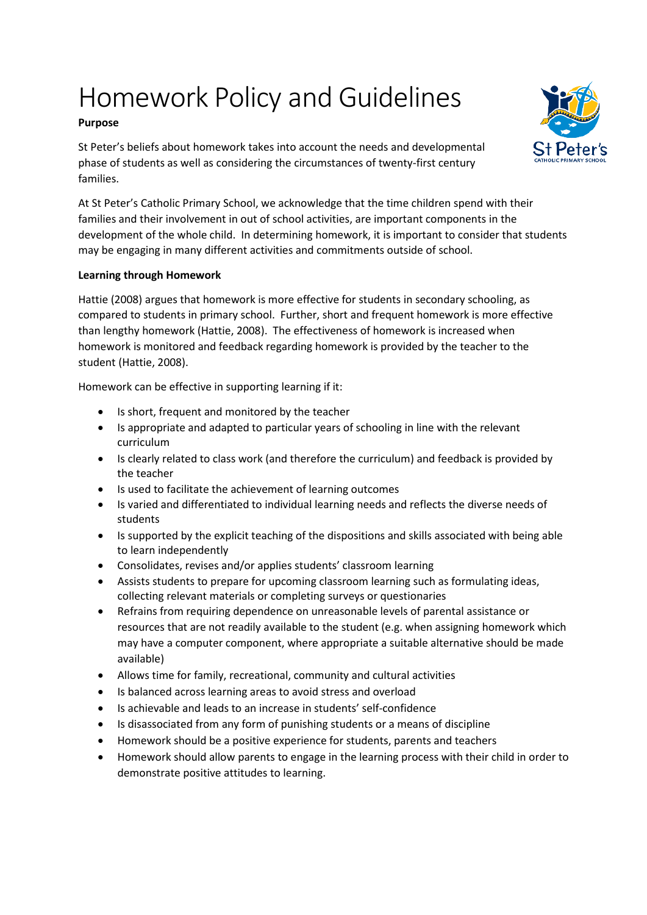# Homework Policy and Guidelines

**Purpose**

St Peter's beliefs about homework takes into account the needs and developmental phase of students as well as considering the circumstances of twenty-first century families.

At St Peter's Catholic Primary School, we acknowledge that the time children spend with their families and their involvement in out of school activities, are important components in the development of the whole child. In determining homework, it is important to consider that students may be engaging in many different activities and commitments outside of school.

**Learning through Homework**

Hattie (2008) argues that homework is more effective for students in secondary schooling, as compared to students in primary school. Further, short and frequent homework is more effective than lengthy homework (Hattie, 2008). The effectiveness of homework is increased when homework is monitored and feedback regarding homework is provided by the teacher to the student (Hattie, 2008).

Homework can be effective in supporting learning if it:

- Is short, frequent and monitored by the teacher
- Is appropriate and adapted to particular years of schooling in line with the relevant curriculum
- Is clearly related to class work (and therefore the curriculum) and feedback is provided by the teacher
- Is used to facilitate the achievement of learning outcomes
- Is varied and differentiated to individual learning needs and reflects the diverse needs of students
- Is supported by the explicit teaching of the dispositions and skills associated with being able to learn independently
- Consolidates, revises and/or applies students' classroom learning
- Assists students to prepare for upcoming classroom learning such as formulating ideas, collecting relevant materials or completing surveys or questionnaires
- Refrains from requiring dependence on unreasonable levels of parental assistance or resources that are not readily available to the student (e.g. when assigning homework which may have a computer component, where appropriate a suitable alternative should be made available)
- Allows time for family, recreational, community and cultural activities
- Is balanced across learning areas to avoid stress and overload
- Is achievable and leads to an increase in students' self-confidence
- Is disassociated from any form of punishing students or a means of discipline
- Homework should be a positive experience for students, parents and teachers
- Homework should allow parents to engage in the learning process with their child in order to demonstrate positive attitudes to learning.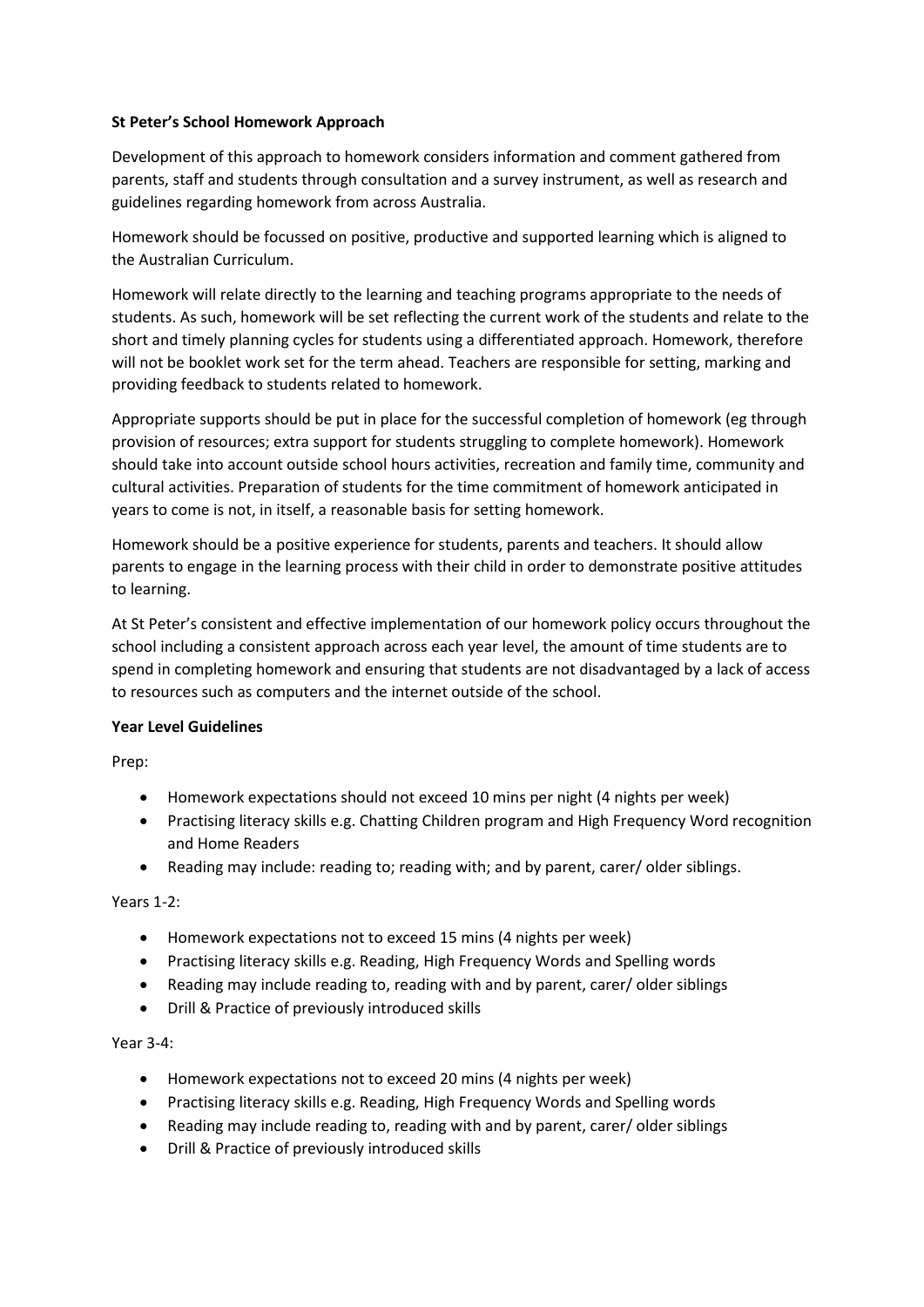**St Peter's School Homework Approach**

Development of this approach to homework considers information and comment gathered from parents, staff and students through consultation and a survey instrument, as well as research and guidelines regarding homework from across Australia.

Homework should be focussed on positive, productive and supported learning which is aligned to the Australian Curriculum.

Homework will relate directly to the learning and teaching programs appropriate to the needs of students. As such, homework will be set reflecting the current work of the students and relate to the short and timely planning cycles for students using a differentiated approach. Homework, therefore will not be booklet work set for the term ahead. Teachers are responsible for setting, marking and providing feedback to students related to homework.

Appropriate supports should be put in place for the successful completion of homework (eg through provision of resources; extra support for students struggling to complete homework). Homework should take into account outside school hours activities, recreation and family time, community and cultural activities. Preparation of students for the time commitment of homework anticipated in years to come is not, in itself, a reasonable basis for setting homework.

Homework should be a positive experience for students, parents and teachers. It should allow parents to engage in the learning process with their child in order to demonstrate positive attitudes to learning.

At St Peter's consistent and effective implementation of our homework policy occurs throughout the school including a consistent approach across each year level, the amount of time students are to spend in completing homework and ensuring that students are not disadvantaged by a lack of access to resources such as computers and the internet outside of the school.

**Year Level Guidelines**

Prep:

- Homework expectations should not exceed 10 mins per night (4 nights per week)
- Practising literacy skills e.g. Chatting Children program and High Frequency Word recognition and Home Readers
- Reading may include: reading to; reading with; and by parent, carer/ older siblings.

Years 1-2:

- Homework expectations not to exceed 15 mins (4 nights per week)
- Practising literacy skills e.g. Reading, High Frequency Words and Spelling words
- Reading may include reading to, reading with and by parent, carer/ older siblings
- Drill & Practice of previously introduced skills

Year 3-4:

- Homework expectations not to exceed 20 mins (4 nights per week)
- Practising literacy skills e.g. Reading, High Frequency Words and Spelling words
- Reading may include reading to, reading with and by parent, carer/ older siblings
- Drill & Practice of previously introduced skills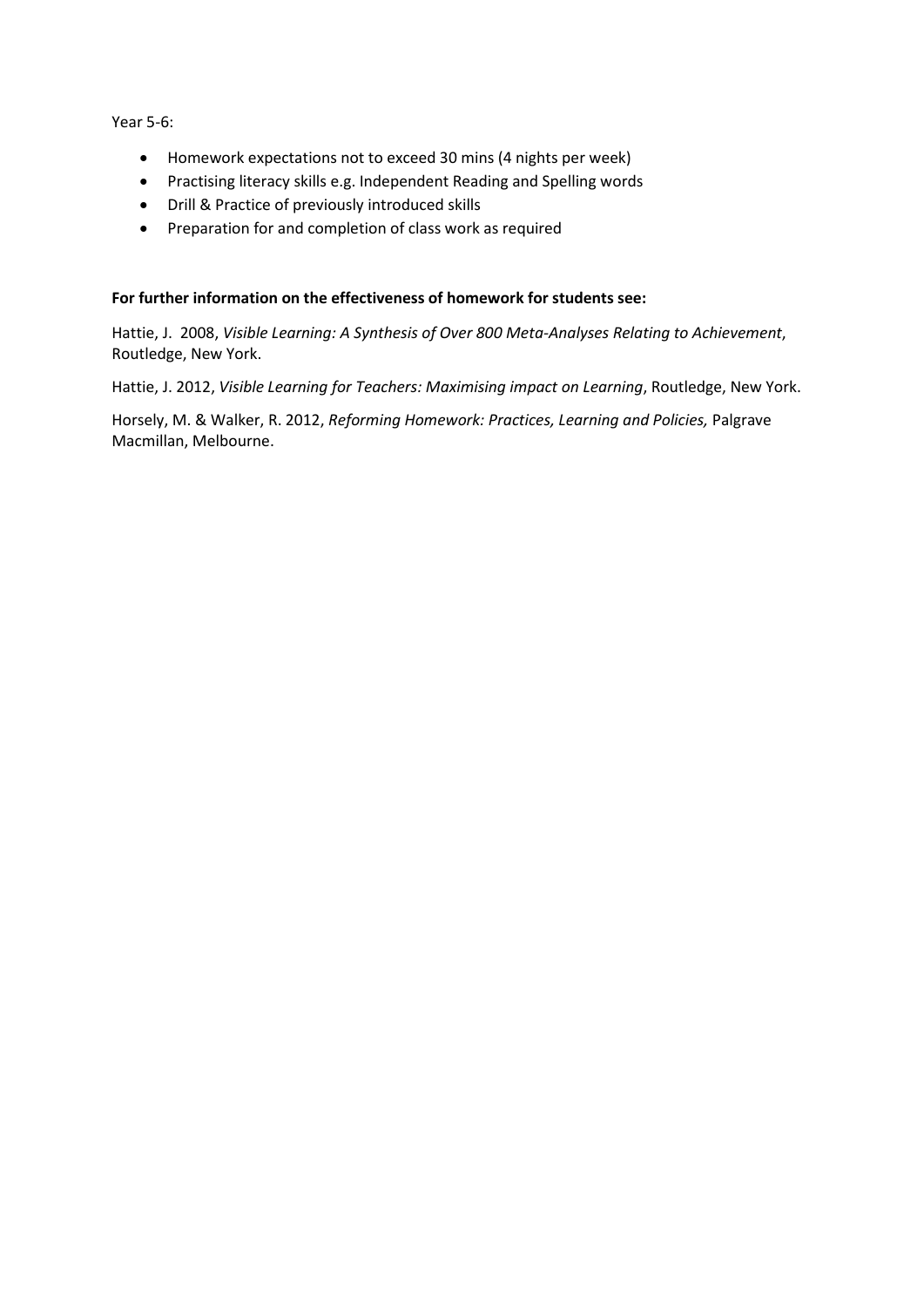Year 5-6:

- Homework expectations not to exceed 30 mins (4 nights per week)
- Practising literacy skills e.g. Independent Reading and Spelling words
- Drill & Practice of previously introduced skills
- Preparation for and completion of class work as required

**For further information on the effectiveness of homework for students see:**

Hattie, J. 2008, *Visible Learning: A Synthesis of Over 800 Meta-Analyses Relating to Achievement*, Routledge, New York.

Hattie, J. 2012, *Visible Learning for Teachers: Maximising impact on Learning*, Routledge, New York.

Horsely, M. & Walker, R. 2012, *Reforming Homework: Practices, Learning and Policies,* Palgrave Macmillan, Melbourne.